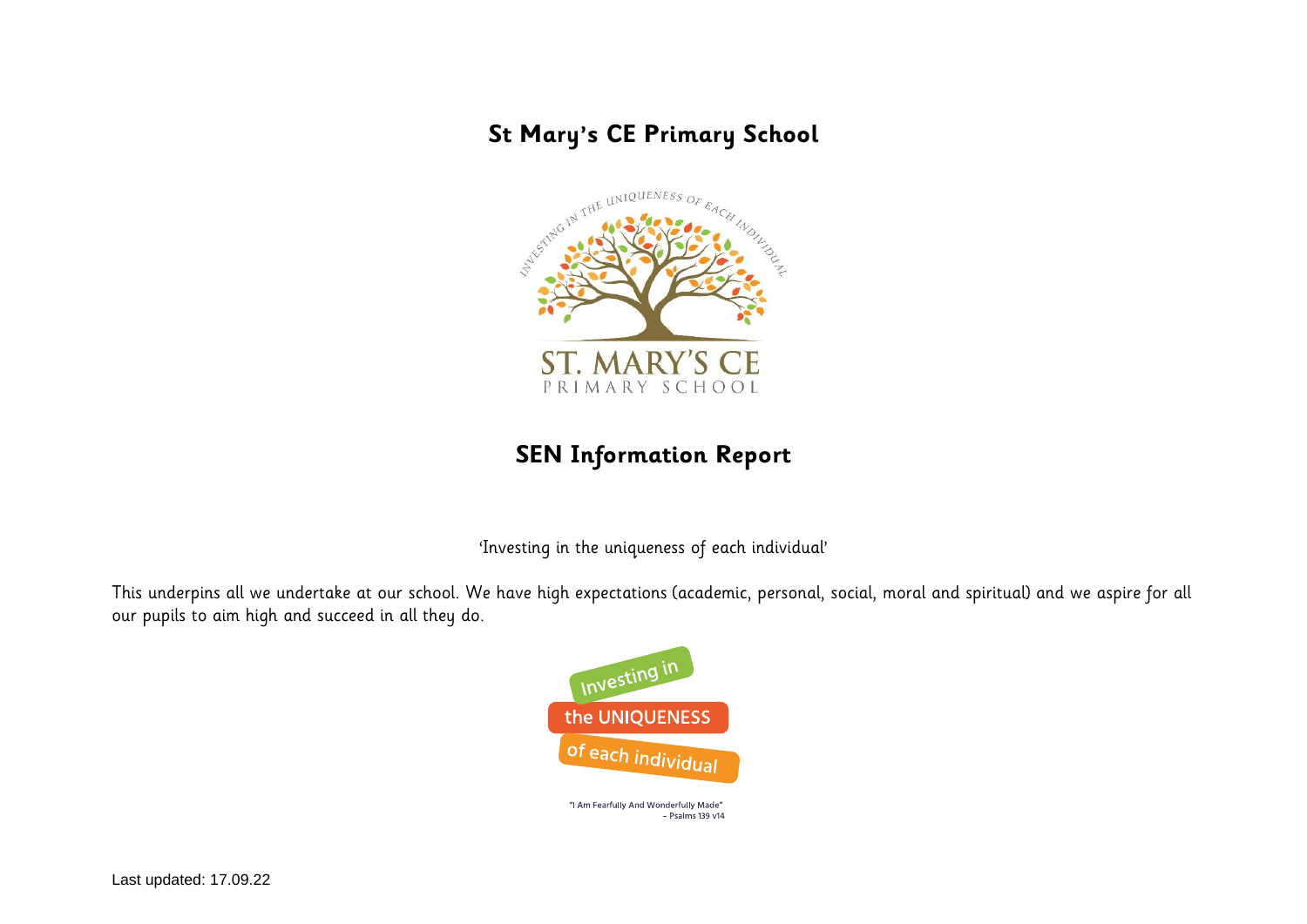# St Mary's CE Primary School

## SEN Information Report

'Investing in the uniqueness of each individual'

This underpins all we undertake at our school. We have high expectations (academic, personal, social, moral and spiritual) and we aspire for all our pupils to aim high and succeed in all they do.

"I Am Fearfully And Wonderfully Made"
– Psalms 139 v14

Last updated: 17.09.22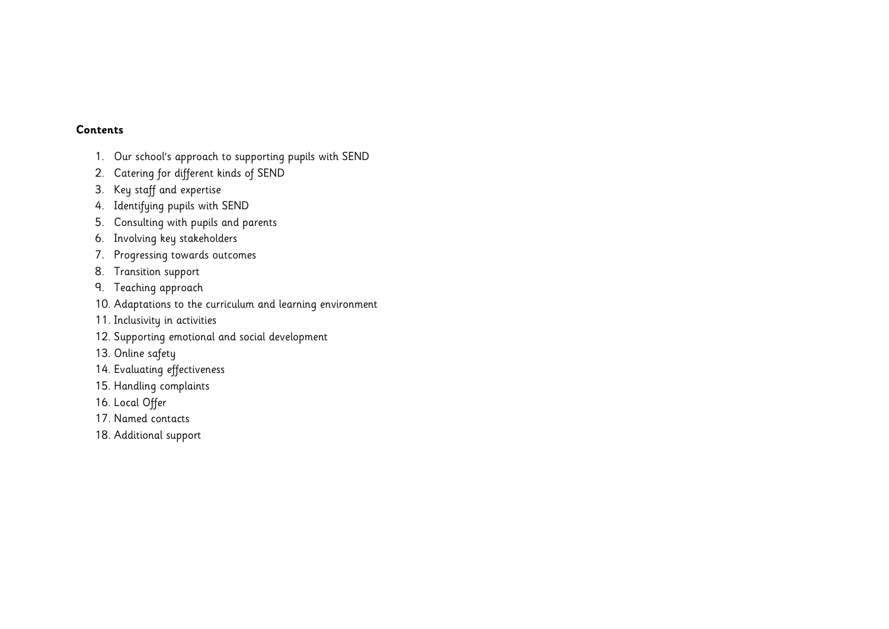**Contents**

1. Our school's approach to supporting pupils with SEND
2. Catering for different kinds of SEND
3. Key staff and expertise
4. Identifying pupils with SEND
5. Consulting with pupils and parents
6. Involving key stakeholders
7. Progressing towards outcomes
8. Transition support
9. Teaching approach
10. Adaptations to the curriculum and learning environment
11. Inclusivity in activities
12. Supporting emotional and social development
13. Online safety
14. Evaluating effectiveness
15. Handling complaints
16. Local Offer
17. Named contacts
18. Additional support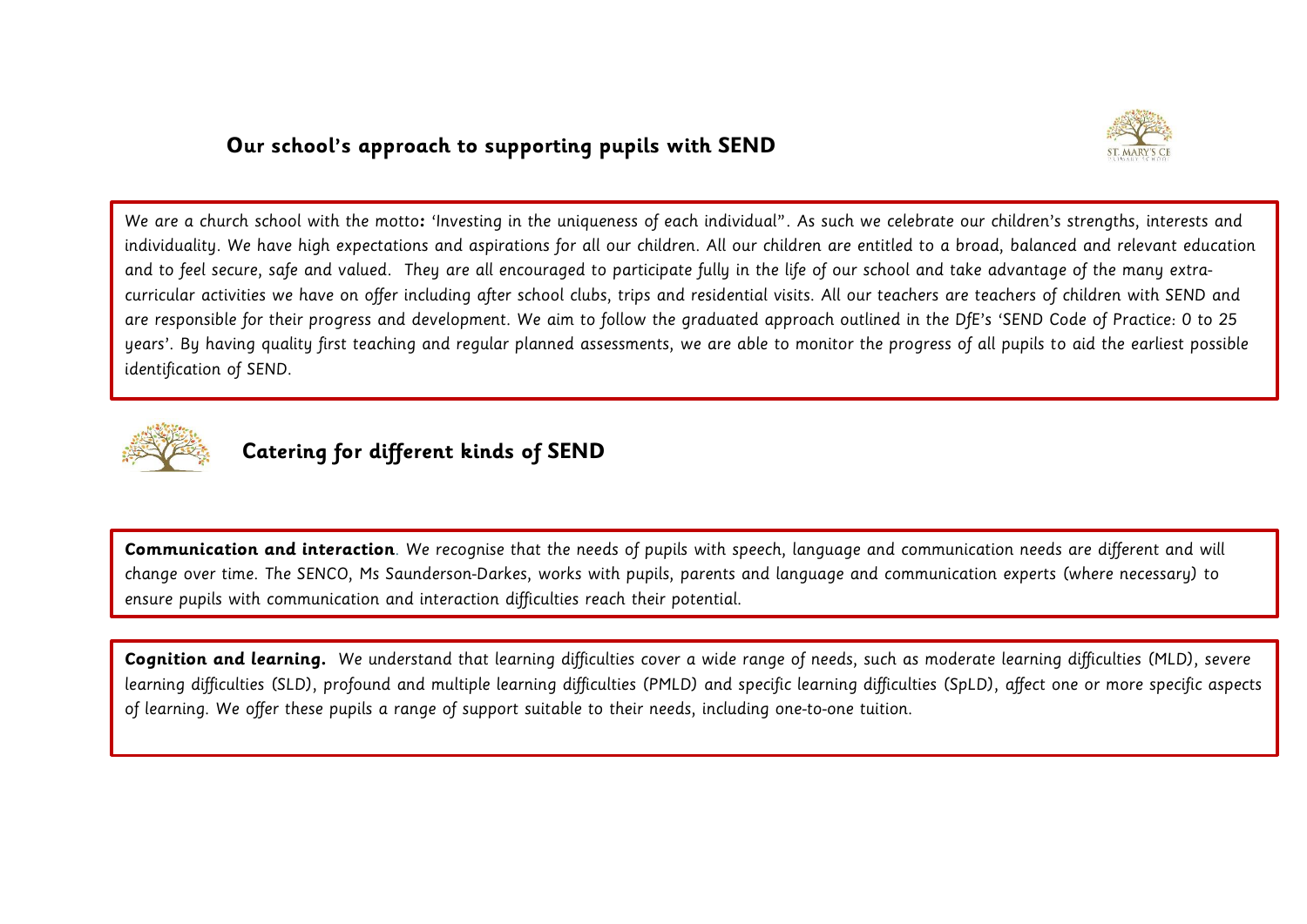## Our school's approach to supporting pupils with SEND

*We are a church school with the motto: 'Investing in the uniqueness of each individual". As such we celebrate our children's strengths, interests and individuality. We have high expectations and aspirations for all our children. All our children are entitled to a broad, balanced and relevant education and to feel secure, safe and valued. They are all encouraged to participate fully in the life of our school and take advantage of the many extra-curricular activities we have on offer including after school clubs, trips and residential visits. All our teachers are teachers of children with SEND and are responsible for their progress and development. We aim to follow the graduated approach outlined in the DfE's 'SEND Code of Practice: 0 to 25 years'. By having quality first teaching and regular planned assessments, we are able to monitor the progress of all pupils to aid the earliest possible identification of SEND.*

## Catering for different kinds of SEND

**Communication and interaction**. *We recognise that the needs of pupils with speech, language and communication needs are different and will change over time. The SENCO, Ms Saunderson-Darkes, works with pupils, parents and language and communication experts (where necessary) to ensure pupils with communication and interaction difficulties reach their potential.*

**Cognition and learning.** *We understand that learning difficulties cover a wide range of needs, such as moderate learning difficulties (MLD), severe learning difficulties (SLD), profound and multiple learning difficulties (PMLD) and specific learning difficulties (SpLD), affect one or more specific aspects of learning. We offer these pupils a range of support suitable to their needs, including one-to-one tuition.*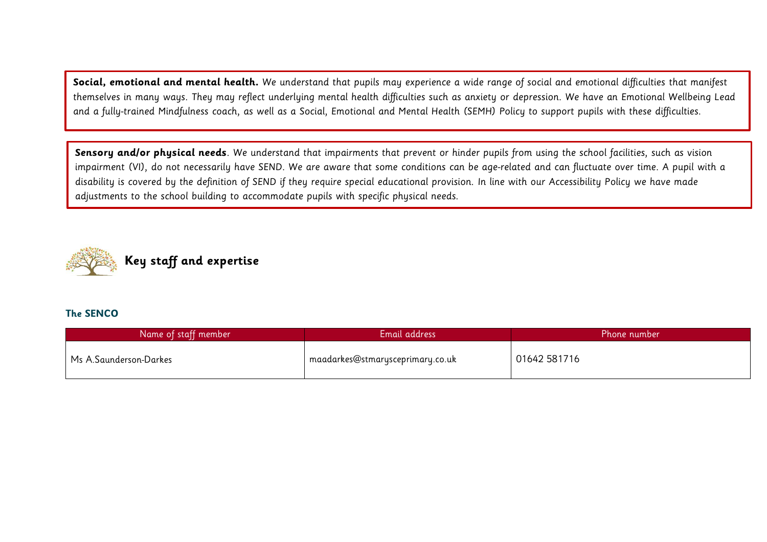**Social, emotional and mental health.** *We understand that pupils may experience a wide range of social and emotional difficulties that manifest themselves in many ways. They may reflect underlying mental health difficulties such as anxiety or depression. We have an Emotional Wellbeing Lead and a fully-trained Mindfulness coach, as well as a Social, Emotional and Mental Health (SEMH) Policy to support pupils with these difficulties.*

**Sensory and/or physical needs**. *We understand that impairments that prevent or hinder pupils from using the school facilities, such as vision impairment (VI), do not necessarily have SEND. We are aware that some conditions can be age-related and can fluctuate over time. A pupil with a disability is covered by the definition of SEND if they require special educational provision. In line with our Accessibility Policy we have made adjustments to the school building to accommodate pupils with specific physical needs.*

## Key staff and expertise

### The SENCO

| Name of staff member | Email address | Phone number |
| --- | --- | --- |
| Ms A.Saunderson-Darkes | maadarkes@stmarysceprimary.co.uk | 01642 581716 |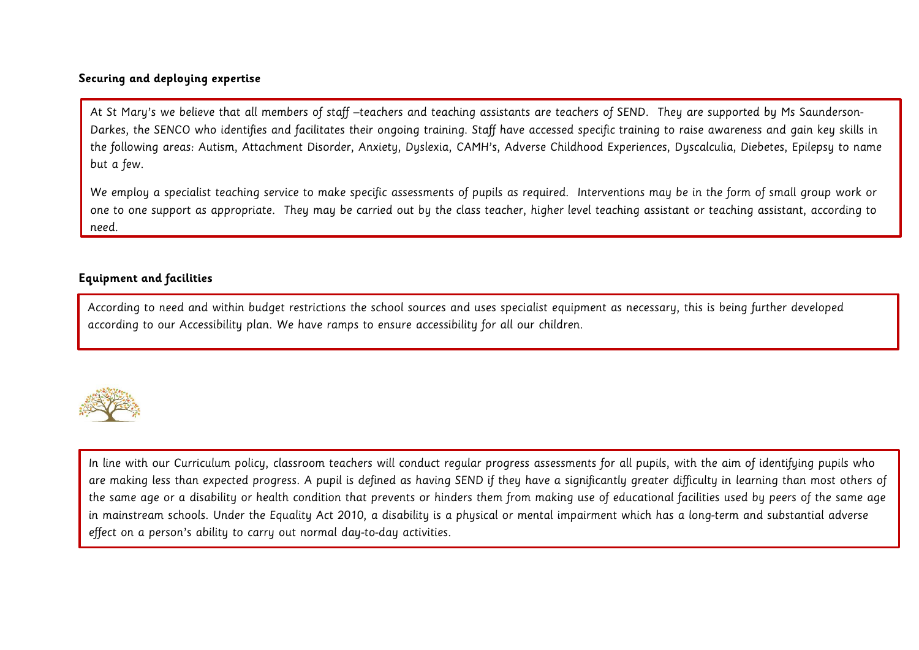**Securing and deploying expertise**

At St Mary's we believe that all members of staff –teachers and teaching assistants are teachers of SEND. They are supported by Ms Saunderson-Darkes, the SENCO who identifies and facilitates their ongoing training. Staff have accessed specific training to raise awareness and gain key skills in the following areas: Autism, Attachment Disorder, Anxiety, Dyslexia, CAMH's, Adverse Childhood Experiences, Dyscalculia, Diebetes, Epilepsy to name but a few.

We employ a specialist teaching service to make specific assessments of pupils as required. Interventions may be in the form of small group work or one to one support as appropriate. They may be carried out by the class teacher, higher level teaching assistant or teaching assistant, according to need.

**Equipment and facilities**

According to need and within budget restrictions the school sources and uses specialist equipment as necessary, this is being further developed according to our Accessibility plan. We have ramps to ensure accessibility for all our children.

In line with our Curriculum policy, classroom teachers will conduct regular progress assessments for all pupils, with the aim of identifying pupils who are making less than expected progress. A pupil is defined as having SEND if they have a significantly greater difficulty in learning than most others of the same age or a disability or health condition that prevents or hinders them from making use of educational facilities used by peers of the same age in mainstream schools. Under the Equality Act 2010, a disability is a physical or mental impairment which has a long-term and substantial adverse effect on a person's ability to carry out normal day-to-day activities.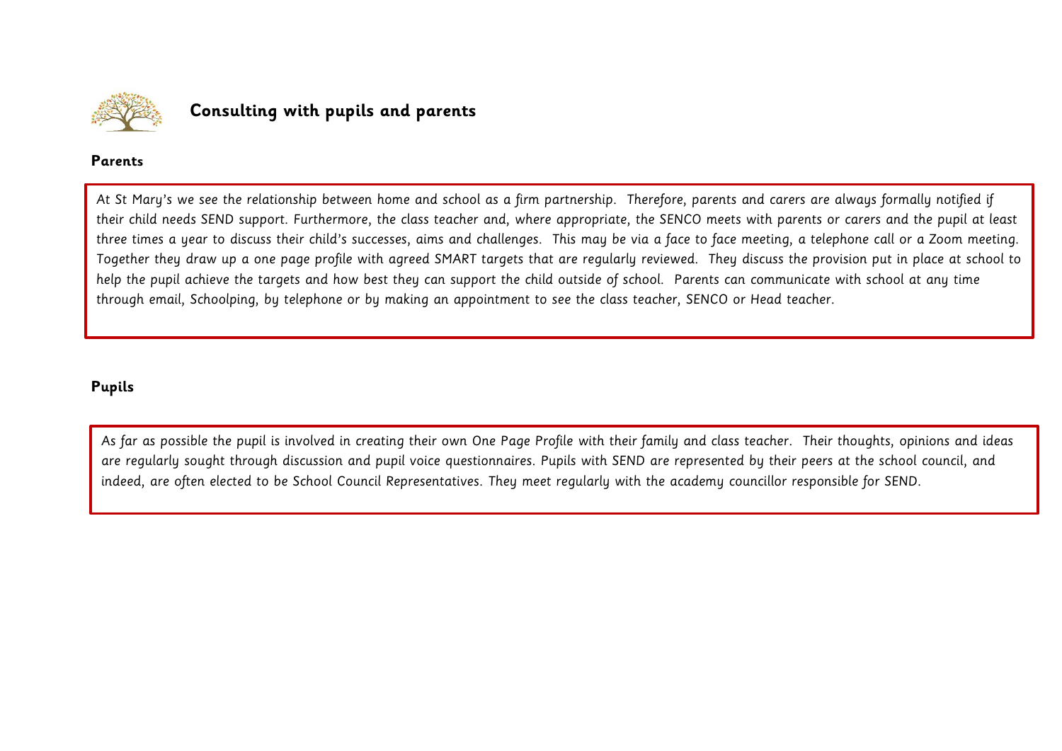# Consulting with pupils and parents

## Parents

At St Mary's we see the relationship between home and school as a firm partnership. Therefore, parents and carers are always formally notified if their child needs SEND support. Furthermore, the class teacher and, where appropriate, the SENCO meets with parents or carers and the pupil at least three times a year to discuss their child's successes, aims and challenges. This may be via a face to face meeting, a telephone call or a Zoom meeting. Together they draw up a one page profile with agreed SMART targets that are regularly reviewed. They discuss the provision put in place at school to help the pupil achieve the targets and how best they can support the child outside of school. Parents can communicate with school at any time through email, Schoolping, by telephone or by making an appointment to see the class teacher, SENCO or Head teacher.

## Pupils

As far as possible the pupil is involved in creating their own One Page Profile with their family and class teacher. Their thoughts, opinions and ideas are regularly sought through discussion and pupil voice questionnaires. Pupils with SEND are represented by their peers at the school council, and indeed, are often elected to be School Council Representatives. They meet regularly with the academy councillor responsible for SEND.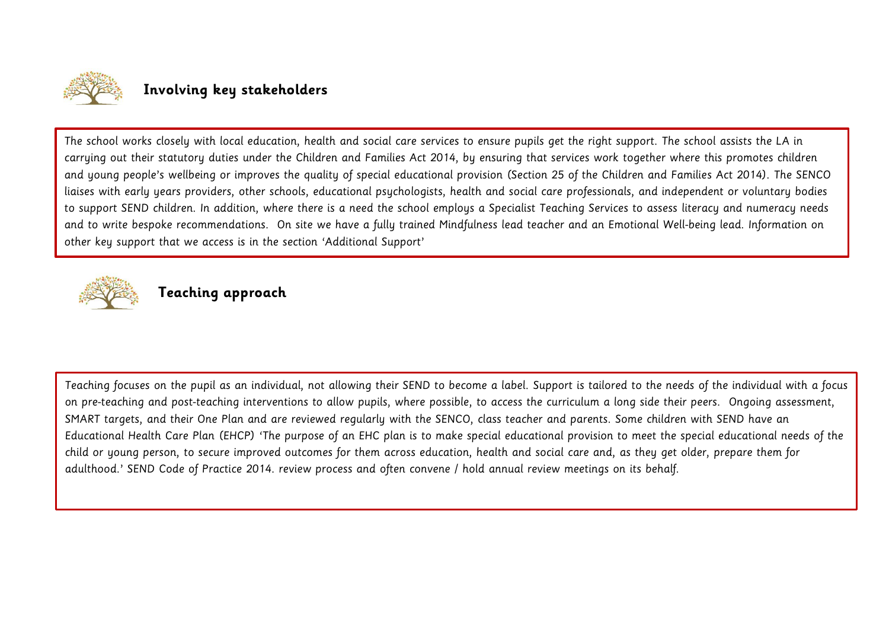## Involving key stakeholders

The school works closely with local education, health and social care services to ensure pupils get the right support. The school assists the LA in carrying out their statutory duties under the Children and Families Act 2014, by ensuring that services work together where this promotes children and young people's wellbeing or improves the quality of special educational provision (Section 25 of the Children and Families Act 2014). The SENCO liaises with early years providers, other schools, educational psychologists, health and social care professionals, and independent or voluntary bodies to support SEND children. In addition, where there is a need the school employs a Specialist Teaching Services to assess literacy and numeracy needs and to write bespoke recommendations.  On site we have a fully trained Mindfulness lead teacher and an Emotional Well-being lead. Information on other key support that we access is in the section 'Additional Support'

## Teaching approach

Teaching focuses on the pupil as an individual, not allowing their SEND to become a label. Support is tailored to the needs of the individual with a focus on pre-teaching and post-teaching interventions to allow pupils, where possible, to access the curriculum a long side their peers.  Ongoing assessment, SMART targets, and their One Plan and are reviewed regularly with the SENCO, class teacher and parents. Some children with SEND have an Educational Health Care Plan (EHCP) 'The purpose of an EHC plan is to make special educational provision to meet the special educational needs of the child or young person, to secure improved outcomes for them across education, health and social care and, as they get older, prepare them for adulthood.' SEND Code of Practice 2014. review process and often convene / hold annual review meetings on its behalf.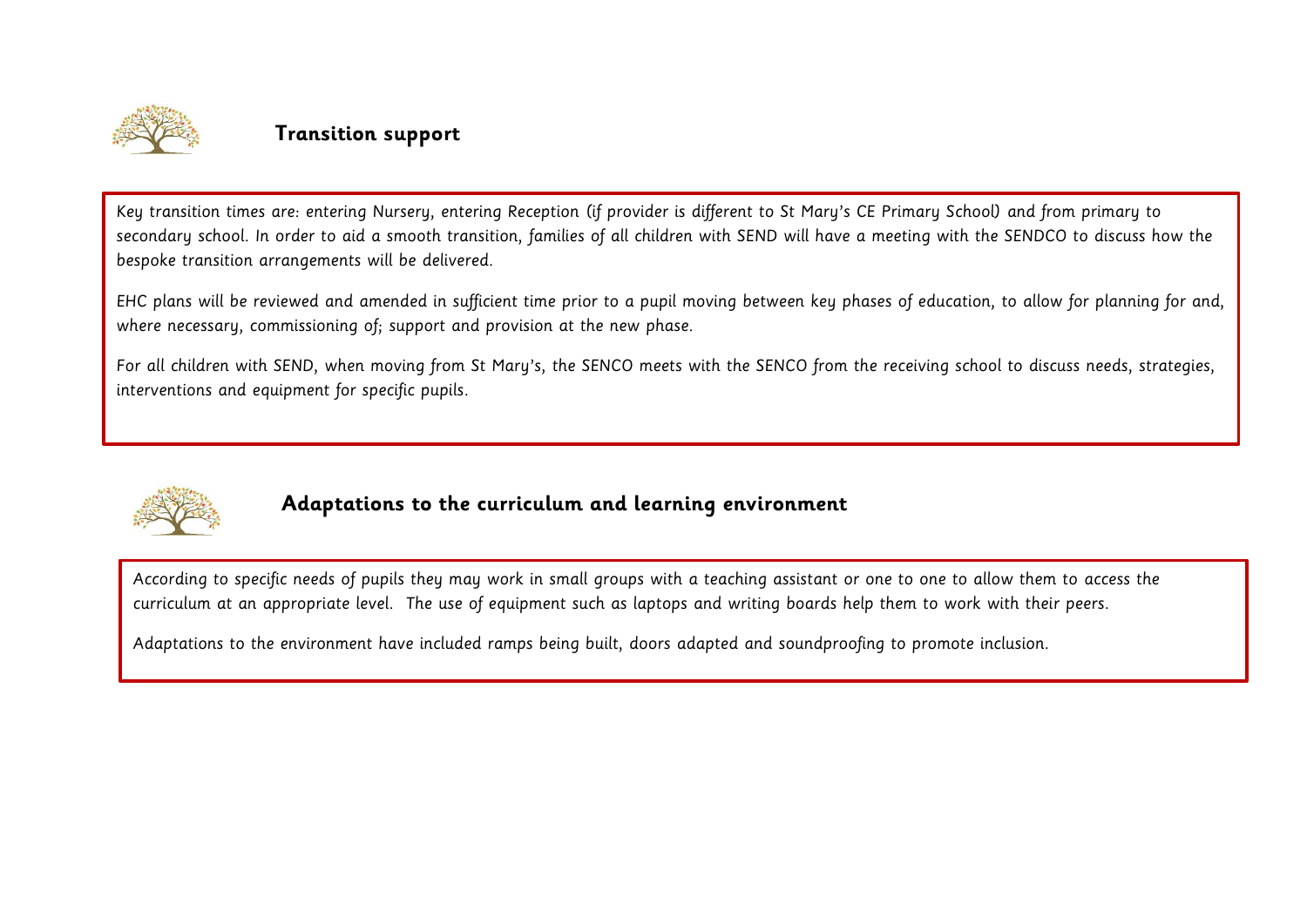## Transition support

Key transition times are: entering Nursery, entering Reception (if provider is different to St Mary's CE Primary School) and from primary to secondary school. In order to aid a smooth transition, families of all children with SEND will have a meeting with the SENDCO to discuss how the bespoke transition arrangements will be delivered.

EHC plans will be reviewed and amended in sufficient time prior to a pupil moving between key phases of education, to allow for planning for and, where necessary, commissioning of; support and provision at the new phase.

For all children with SEND, when moving from St Mary's, the SENCO meets with the SENCO from the receiving school to discuss needs, strategies, interventions and equipment for specific pupils.

## Adaptations to the curriculum and learning environment

According to specific needs of pupils they may work in small groups with a teaching assistant or one to one to allow them to access the curriculum at an appropriate level. The use of equipment such as laptops and writing boards help them to work with their peers.

Adaptations to the environment have included ramps being built, doors adapted and soundproofing to promote inclusion.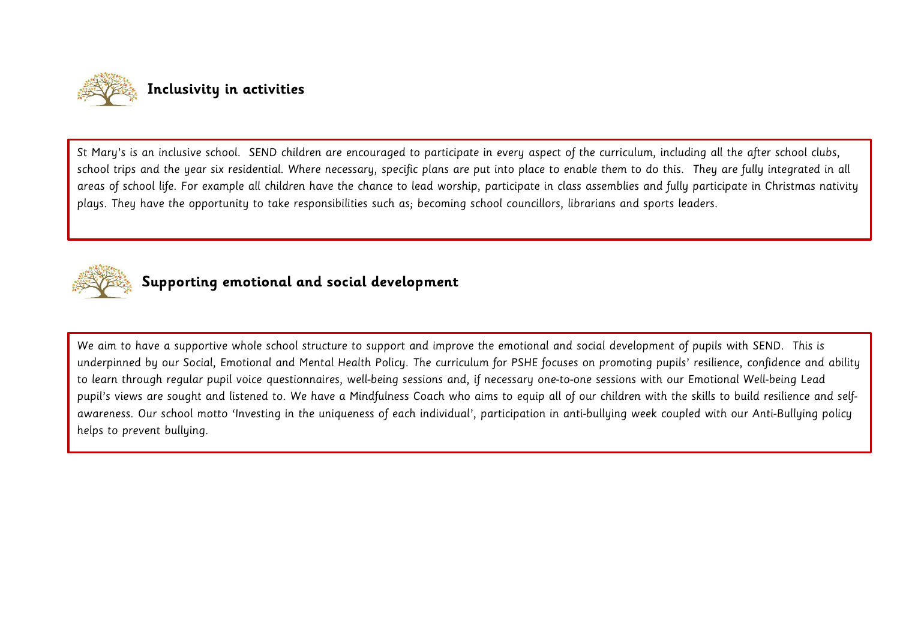## Inclusivity in activities

St Mary's is an inclusive school. SEND children are encouraged to participate in every aspect of the curriculum, including all the after school clubs, school trips and the year six residential. Where necessary, specific plans are put into place to enable them to do this. They are fully integrated in all areas of school life. For example all children have the chance to lead worship, participate in class assemblies and fully participate in Christmas nativity plays. They have the opportunity to take responsibilities such as; becoming school councillors, librarians and sports leaders.

## Supporting emotional and social development

We aim to have a supportive whole school structure to support and improve the emotional and social development of pupils with SEND. This is underpinned by our Social, Emotional and Mental Health Policy. The curriculum for PSHE focuses on promoting pupils' resilience, confidence and ability to learn through regular pupil voice questionnaires, well-being sessions and, if necessary one-to-one sessions with our Emotional Well-being Lead pupil's views are sought and listened to. We have a Mindfulness Coach who aims to equip all of our children with the skills to build resilience and self-awareness. Our school motto 'Investing in the uniqueness of each individual', participation in anti-bullying week coupled with our Anti-Bullying policy helps to prevent bullying.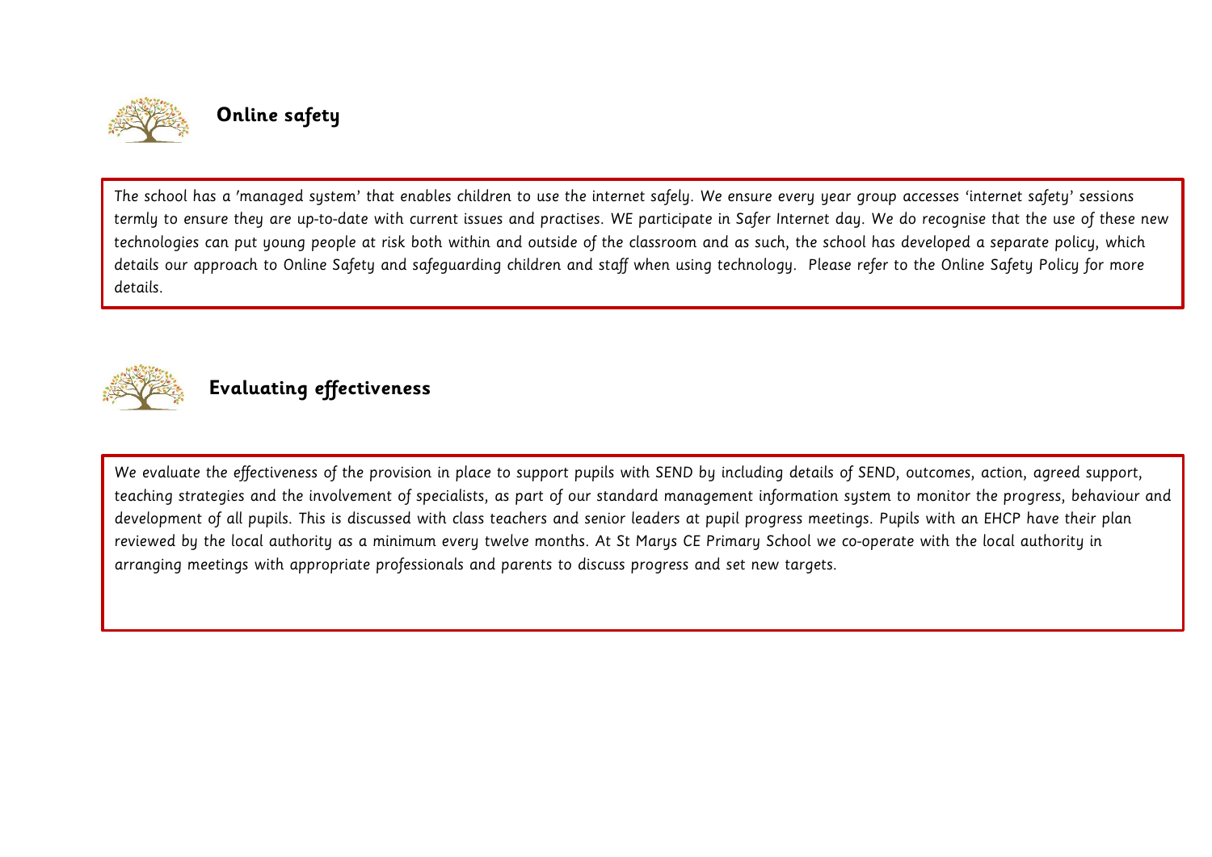## Online safety

The school has a 'managed system' that enables children to use the internet safely. We ensure every year group accesses 'internet safety' sessions termly to ensure they are up-to-date with current issues and practises. WE participate in Safer Internet day. We do recognise that the use of these new technologies can put young people at risk both within and outside of the classroom and as such, the school has developed a separate policy, which details our approach to Online Safety and safeguarding children and staff when using technology.  Please refer to the Online Safety Policy for more details.

## Evaluating effectiveness

We evaluate the effectiveness of the provision in place to support pupils with SEND by including details of SEND, outcomes, action, agreed support, teaching strategies and the involvement of specialists, as part of our standard management information system to monitor the progress, behaviour and development of all pupils. This is discussed with class teachers and senior leaders at pupil progress meetings. Pupils with an EHCP have their plan reviewed by the local authority as a minimum every twelve months. At St Marys CE Primary School we co-operate with the local authority in arranging meetings with appropriate professionals and parents to discuss progress and set new targets.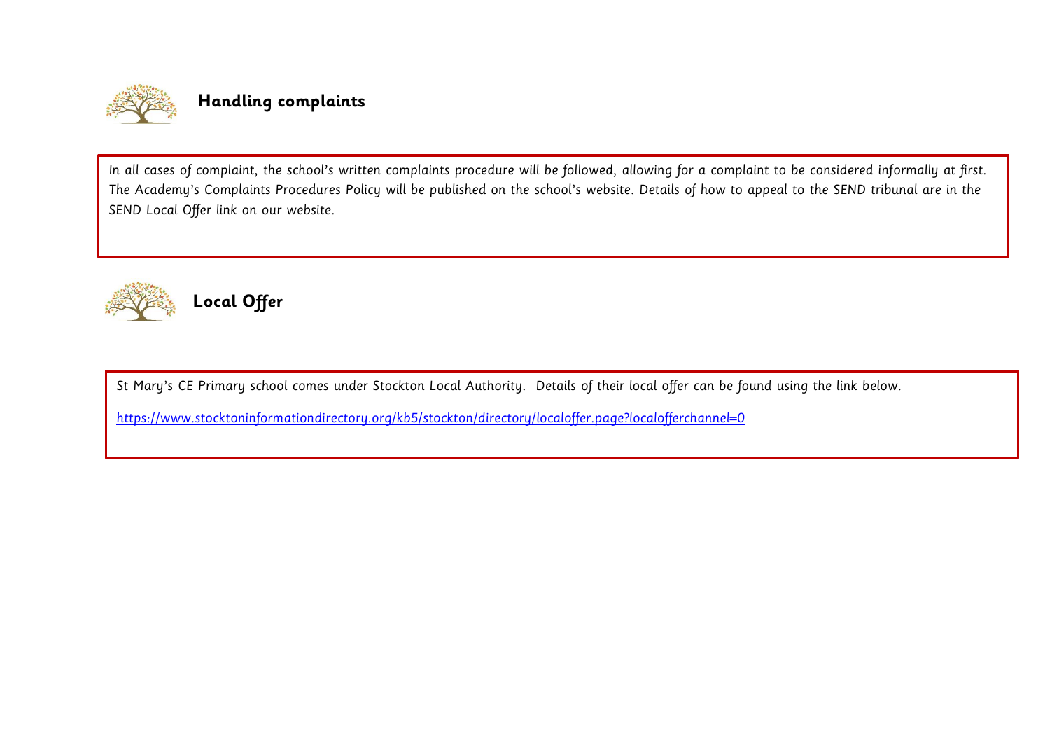## Handling complaints

In all cases of complaint, the school's written complaints procedure will be followed, allowing for a complaint to be considered informally at first. The Academy's Complaints Procedures Policy will be published on the school's website. Details of how to appeal to the SEND tribunal are in the SEND Local Offer link on our website.

## Local Offer

St Mary's CE Primary school comes under Stockton Local Authority. Details of their local offer can be found using the link below.

https://www.stocktoninformationdirectory.org/kb5/stockton/directory/localoffer.page?localofferchannel=0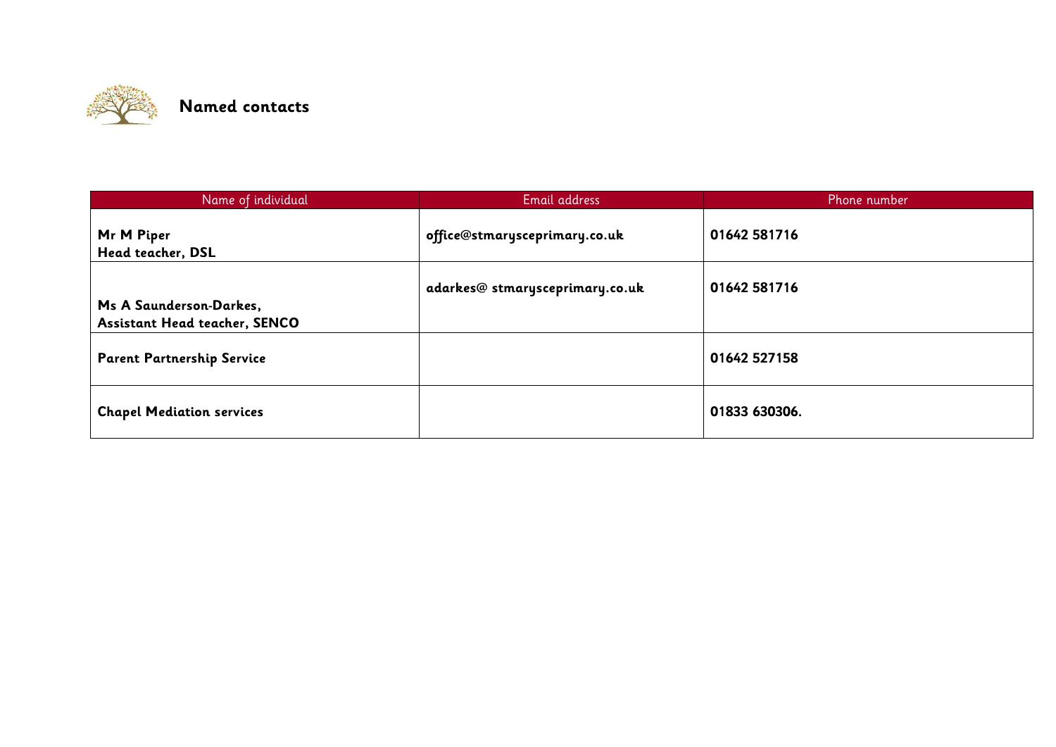## Named contacts

| Name of individual | Email address | Phone number |
| --- | --- | --- |
| **Mr M Piper**<br>**Head teacher, DSL** | **office@stmarysceprimary.co.uk** | **01642 581716** |
| **Ms A Saunderson-Darkes,**<br>**Assistant Head teacher, SENCO** | **adarkes@ stmarysceprimary.co.uk** | **01642 581716** |
| **Parent Partnership Service** | | **01642 527158** |
| **Chapel Mediation services** | | **01833 630306.** |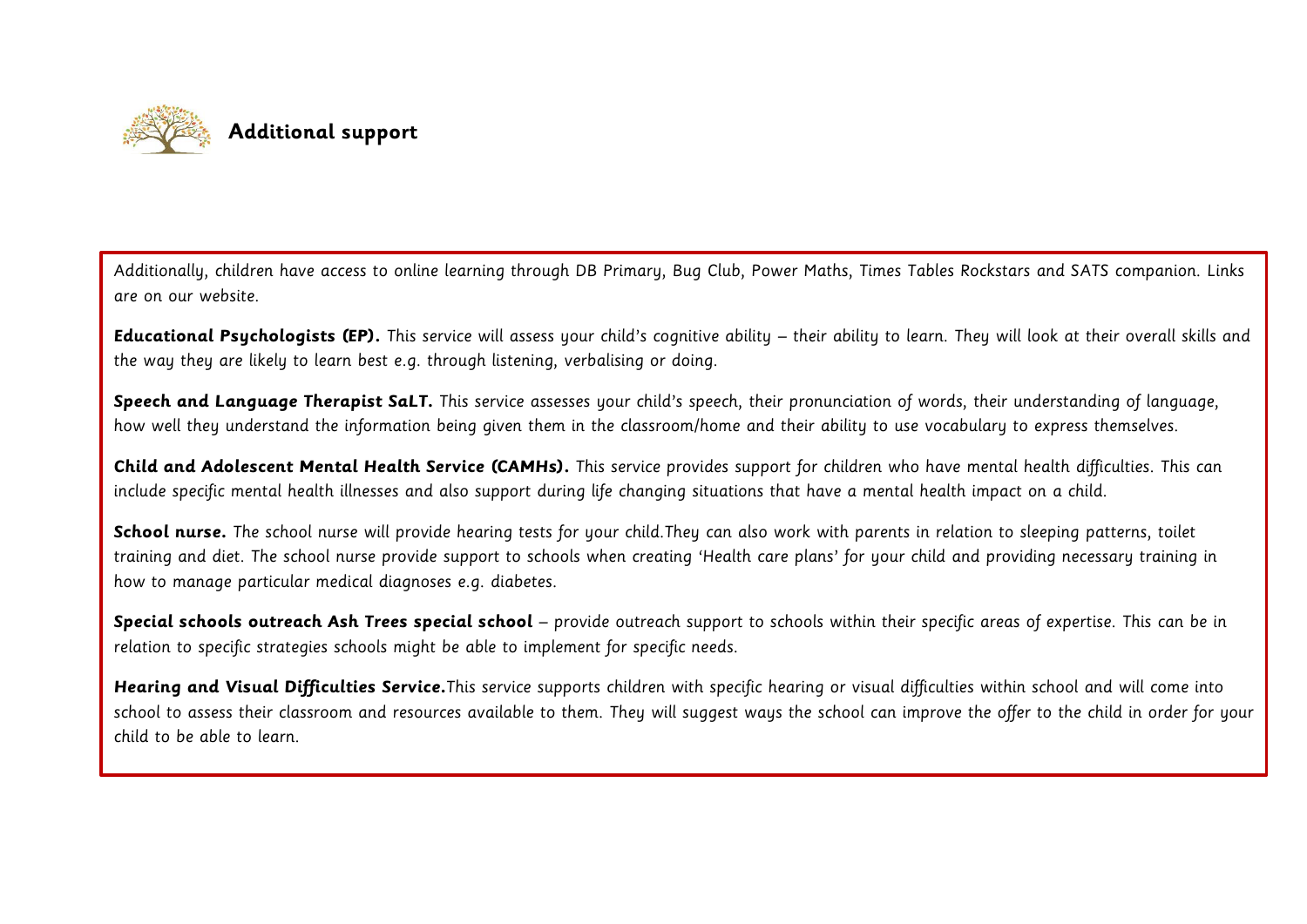## Additional support

Additionally, children have access to online learning through DB Primary, Bug Club, Power Maths, Times Tables Rockstars and SATS companion. Links are on our website.

**Educational Psychologists (EP).** This service will assess your child's cognitive ability – their ability to learn. They will look at their overall skills and the way they are likely to learn best e.g. through listening, verbalising or doing.

**Speech and Language Therapist SaLT.** This service assesses your child's speech, their pronunciation of words, their understanding of language, how well they understand the information being given them in the classroom/home and their ability to use vocabulary to express themselves.

**Child and Adolescent Mental Health Service (CAMHs).** This service provides support for children who have mental health difficulties. This can include specific mental health illnesses and also support during life changing situations that have a mental health impact on a child.

**School nurse.** The school nurse will provide hearing tests for your child.They can also work with parents in relation to sleeping patterns, toilet training and diet. The school nurse provide support to schools when creating 'Health care plans' for your child and providing necessary training in how to manage particular medical diagnoses e.g. diabetes.

**Special schools outreach Ash Trees special school** – provide outreach support to schools within their specific areas of expertise. This can be in relation to specific strategies schools might be able to implement for specific needs.

**Hearing and Visual Difficulties Service.**This service supports children with specific hearing or visual difficulties within school and will come into school to assess their classroom and resources available to them. They will suggest ways the school can improve the offer to the child in order for your child to be able to learn.